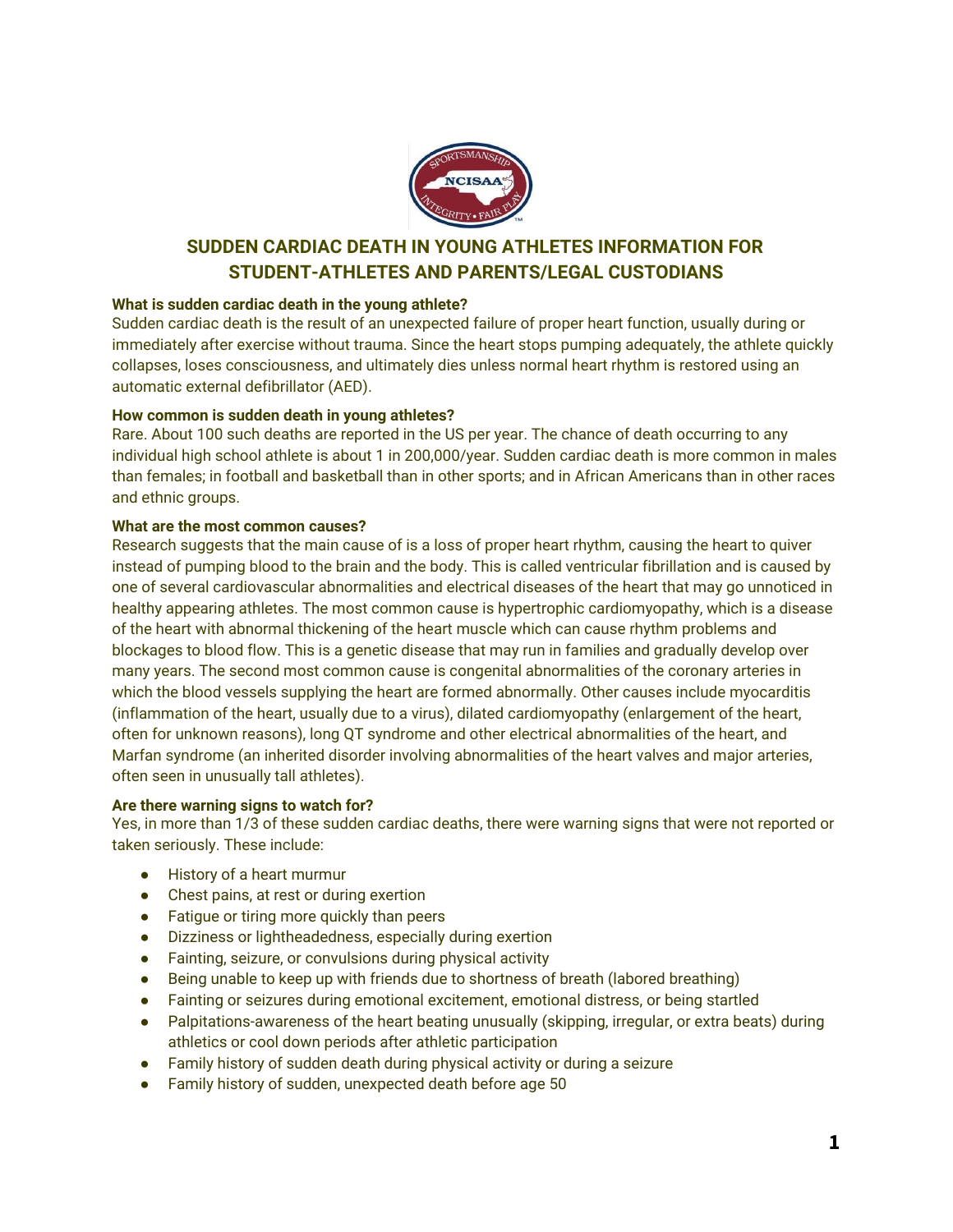# SUDDEN CARDIAC DEATH IN YOUNG ATHLETES INFORMATION FOR STUDENT-ATHLETES AND PARENTS/LEGAL CUSTODIANS

**What is sudden cardiac death in the young athlete?**

Sudden cardiac death is the result of an unexpected failure of proper heart function, usually during or immediately after exercise without trauma. Since the heart stops pumping adequately, the athlete quickly collapses, loses consciousness, and ultimately dies unless normal heart rhythm is restored using an automatic external defibrillator (AED).

**How common is sudden death in young athletes?**

Rare. About 100 such deaths are reported in the US per year. The chance of death occurring to any individual high school athlete is about 1 in 200,000/year. Sudden cardiac death is more common in males than females; in football and basketball than in other sports; and in African Americans than in other races and ethnic groups.

**What are the most common causes?**

Research suggests that the main cause of is a loss of proper heart rhythm, causing the heart to quiver instead of pumping blood to the brain and the body. This is called ventricular fibrillation and is caused by one of several cardiovascular abnormalities and electrical diseases of the heart that may go unnoticed in healthy appearing athletes. The most common cause is hypertrophic cardiomyopathy, which is a disease of the heart with abnormal thickening of the heart muscle which can cause rhythm problems and blockages to blood flow. This is a genetic disease that may run in families and gradually develop over many years. The second most common cause is congenital abnormalities of the coronary arteries in which the blood vessels supplying the heart are formed abnormally. Other causes include myocarditis (inflammation of the heart, usually due to a virus), dilated cardiomyopathy (enlargement of the heart, often for unknown reasons), long QT syndrome and other electrical abnormalities of the heart, and Marfan syndrome (an inherited disorder involving abnormalities of the heart valves and major arteries, often seen in unusually tall athletes).

**Are there warning signs to watch for?**

Yes, in more than 1/3 of these sudden cardiac deaths, there were warning signs that were not reported or taken seriously. These include:

- History of a heart murmur
- Chest pains, at rest or during exertion
- Fatigue or tiring more quickly than peers
- Dizziness or lightheadedness, especially during exertion
- Fainting, seizure, or convulsions during physical activity
- Being unable to keep up with friends due to shortness of breath (labored breathing)
- Fainting or seizures during emotional excitement, emotional distress, or being startled
- Palpitations-awareness of the heart beating unusually (skipping, irregular, or extra beats) during athletics or cool down periods after athletic participation
- Family history of sudden death during physical activity or during a seizure
- Family history of sudden, unexpected death before age 50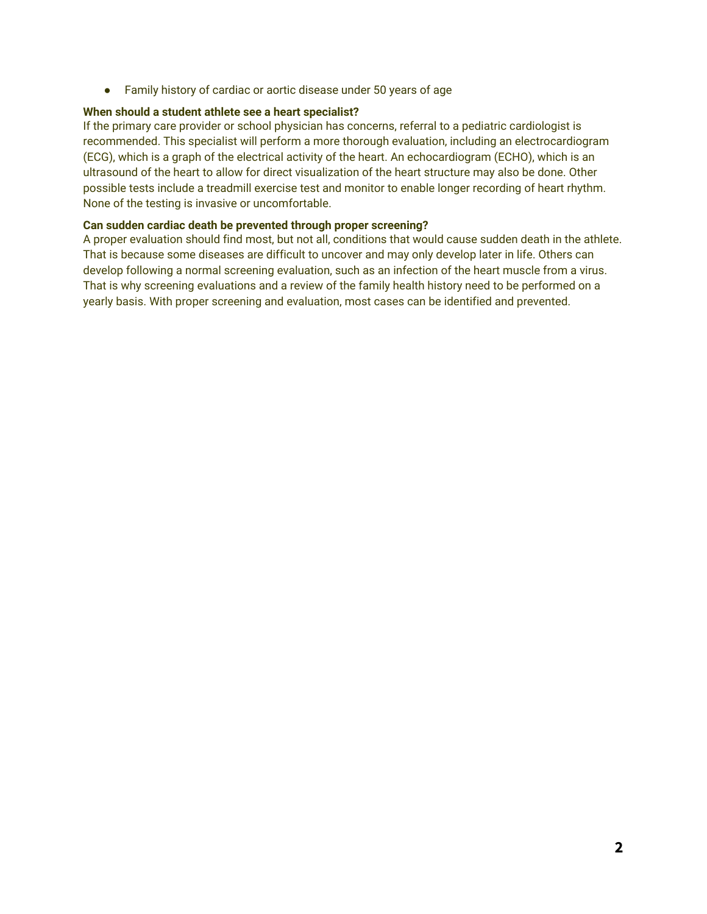- Family history of cardiac or aortic disease under 50 years of age

**When should a student athlete see a heart specialist?**

If the primary care provider or school physician has concerns, referral to a pediatric cardiologist is recommended. This specialist will perform a more thorough evaluation, including an electrocardiogram (ECG), which is a graph of the electrical activity of the heart. An echocardiogram (ECHO), which is an ultrasound of the heart to allow for direct visualization of the heart structure may also be done. Other possible tests include a treadmill exercise test and monitor to enable longer recording of heart rhythm. None of the testing is invasive or uncomfortable.

**Can sudden cardiac death be prevented through proper screening?**

A proper evaluation should find most, but not all, conditions that would cause sudden death in the athlete. That is because some diseases are difficult to uncover and may only develop later in life. Others can develop following a normal screening evaluation, such as an infection of the heart muscle from a virus. That is why screening evaluations and a review of the family health history need to be performed on a yearly basis. With proper screening and evaluation, most cases can be identified and prevented.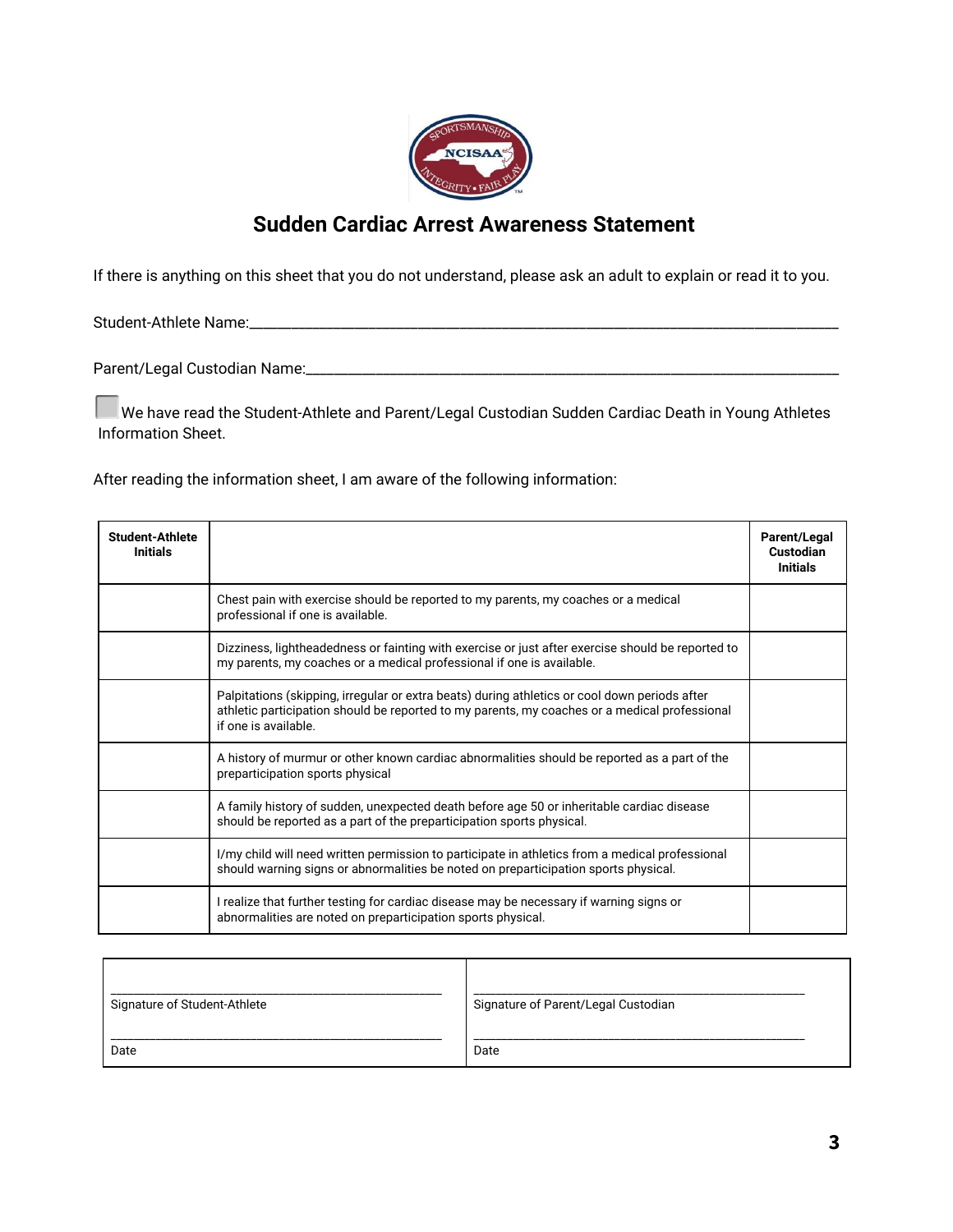# Sudden Cardiac Arrest Awareness Statement

If there is anything on this sheet that you do not understand, please ask an adult to explain or read it to you.

Student-Athlete Name:\_\_\_\_\_\_\_\_\_\_\_\_\_\_\_\_\_\_\_\_\_\_\_\_\_\_\_\_\_\_\_\_\_\_\_\_\_\_\_\_\_\_\_\_\_\_\_\_\_\_\_\_\_\_\_\_\_\_\_\_\_\_\_\_

Parent/Legal Custodian Name:\_\_\_\_\_\_\_\_\_\_\_\_\_\_\_\_\_\_\_\_\_\_\_\_\_\_\_\_\_\_\_\_\_\_\_\_\_\_\_\_\_\_\_\_\_\_\_\_\_\_\_\_\_\_\_\_\_\_

☐ We have read the Student-Athlete and Parent/Legal Custodian Sudden Cardiac Death in Young Athletes Information Sheet.

After reading the information sheet, I am aware of the following information:

| Student-Athlete Initials | | Parent/Legal Custodian Initials |
|---|---|---|
| | Chest pain with exercise should be reported to my parents, my coaches or a medical professional if one is available. | |
| | Dizziness, lightheadedness or fainting with exercise or just after exercise should be reported to my parents, my coaches or a medical professional if one is available. | |
| | Palpitations (skipping, irregular or extra beats) during athletics or cool down periods after athletic participation should be reported to my parents, my coaches or a medical professional if one is available. | |
| | A history of murmur or other known cardiac abnormalities should be reported as a part of the preparticipation sports physical | |
| | A family history of sudden, unexpected death before age 50 or inheritable cardiac disease should be reported as a part of the preparticipation sports physical. | |
| | I/my child will need written permission to participate in athletics from a medical professional should warning signs or abnormalities be noted on preparticipation sports physical. | |
| | I realize that further testing for cardiac disease may be necessary if warning signs or abnormalities are noted on preparticipation sports physical. | |

| | |
|---|---|
| \_\_\_\_\_\_\_\_\_\_\_\_\_\_\_\_\_\_\_\_\_\_\_\_\_\_\_\_\_\_\_\_ Signature of Student-Athlete | \_\_\_\_\_\_\_\_\_\_\_\_\_\_\_\_\_\_\_\_\_\_\_\_\_\_\_\_\_\_\_\_ Signature of Parent/Legal Custodian |
| \_\_\_\_\_\_\_\_\_\_\_\_\_\_\_\_\_\_\_\_\_\_\_\_\_\_\_\_\_\_\_\_ Date | \_\_\_\_\_\_\_\_\_\_\_\_\_\_\_\_\_\_\_\_\_\_\_\_\_\_\_\_\_\_\_\_ Date |